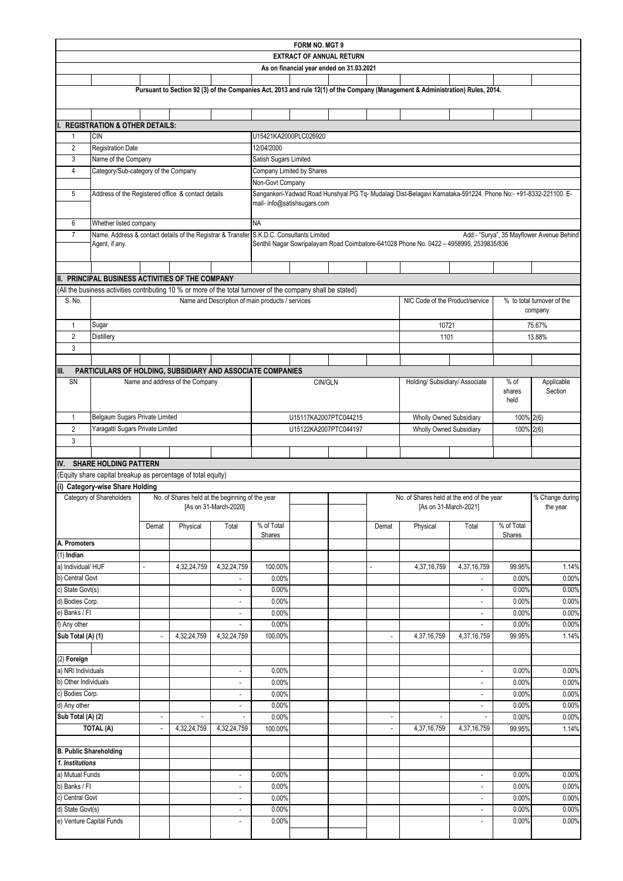# FORM NO. MGT 9

## EXTRACT OF ANNUAL RETURN

### As on financial year ended on 31.03.2021

Pursuant to Section 92 (3) of the Companies Act, 2013 and rule 12(1) of the Company (Management & Administration) Rules, 2014.

## I. REGISTRATION & OTHER DETAILS:

| | | |
|---|---|---|
| 1 | CIN | U15421KA2000PLC026920 |
| 2 | Registration Date | 12/04/2000 |
| 3 | Name of the Company | Satish Sugars Limited |
| 4 | Category/Sub-category of the Company | Company Limited by Shares<br>Non-Govt Company |
| 5 | Address of the Registered office & contact details | Sangankeri-Yadwad Road Hunshyal PG Tq- Mudalagi Dist-Belagavi Karnataka-591224. Phone No:- +91-8332-221100. E-mail- info@satishsugars.com |
| 6 | Whether listed company | NA |
| 7 | Name, Address & contact details of the Registrar & Transfer Agent, if any. | S.K.D.C. Consultants Limited Add:- "Surya", 35 Mayflower Avenue Behind Senthil Nagar Sowripalayam Road Coimbatore-641028 Phone No. 0422 – 4958995, 2539835/836 |

## II. PRINCIPAL BUSINESS ACTIVITIES OF THE COMPANY

(All the business activities contributing 10 % or more of the total turnover of the company shall be stated)

| S. No. | Name and Description of main products / services | NIC Code of the Product/service | % to total turnover of the company |
|---|---|---|---|
| 1 | Sugar | 10721 | 75.67% |
| 2 | Distillery | 1101 | 13.88% |
| 3 | | | |

## III. PARTICULARS OF HOLDING, SUBSIDIARY AND ASSOCIATE COMPANIES

| SN | Name and address of the Company | CIN/GLN | Holding/ Subsidiary/ Associate | % of shares held | Applicable Section |
|---|---|---|---|---|---|
| 1 | Belgaum Sugars Private Limited | U15117KA2007PTC044215 | Wholly Owned Subsidiary | 100% | 2(6) |
| 2 | Yaragatti Sugars Private Limited | U15122KA2007PTC044197 | Wholly Owned Subsidiary | 100% | 2(6) |
| 3 | | | | | |

## IV. SHARE HOLDING PATTERN

(Equity share capital breakup as percentage of total equity)

### (i) Category-wise Share Holding

| Category of Shareholders | No. of Shares held at the beginning of the year [As on 31-March-2020] | | | | No. of Shares held at the end of the year [As on 31-March-2021] | | | | % Change during the year |
|---|---|---|---|---|---|---|---|---|---|
| | Demat | Physical | Total | % of Total Shares | Demat | Physical | Total | % of Total Shares | |
| **A. Promoters** | | | | | | | | | |
| (1) **Indian** | | | | | | | | | |
| a) Individual/ HUF | - | 4,32,24,759 | 4,32,24,759 | 100.00% | - | 4,37,16,759 | 4,37,16,759 | 99.95% | 1.14% |
| b) Central Govt | | | - | 0.00% | | | - | 0.00% | 0.00% |
| c) State Govt(s) | | | - | 0.00% | | | - | 0.00% | 0.00% |
| d) Bodies Corp. | | | - | 0.00% | | | - | 0.00% | 0.00% |
| e) Banks / FI | | | - | 0.00% | | | - | 0.00% | 0.00% |
| f) Any other | | | - | 0.00% | | | - | 0.00% | 0.00% |
| **Sub Total (A) (1)** | - | 4,32,24,759 | 4,32,24,759 | 100.00% | - | 4,37,16,759 | 4,37,16,759 | 99.95% | 1.14% |
| (2) **Foreign** | | | | | | | | | |
| a) NRI Individuals | | | - | 0.00% | | | - | 0.00% | 0.00% |
| b) Other Individuals | | | - | 0.00% | | | - | 0.00% | 0.00% |
| c) Bodies Corp. | | | - | 0.00% | | | - | 0.00% | 0.00% |
| d) Any other | | | - | 0.00% | | | - | 0.00% | 0.00% |
| **Sub Total (A) (2)** | - | - | - | 0.00% | - | - | - | 0.00% | 0.00% |
| **TOTAL (A)** | - | 4,32,24,759 | 4,32,24,759 | 100.00% | - | 4,37,16,759 | 4,37,16,759 | 99.95% | 1.14% |
| **B. Public Shareholding** | | | | | | | | | |
| ***1. Institutions*** | | | | | | | | | |
| a) Mutual Funds | | | - | 0.00% | | | - | 0.00% | 0.00% |
| b) Banks / FI | | | - | 0.00% | | | - | 0.00% | 0.00% |
| c) Central Govt | | | - | 0.00% | | | - | 0.00% | 0.00% |
| d) State Govt(s) | | | - | 0.00% | | | - | 0.00% | 0.00% |
| e) Venture Capital Funds | | | - | 0.00% | | | - | 0.00% | 0.00% |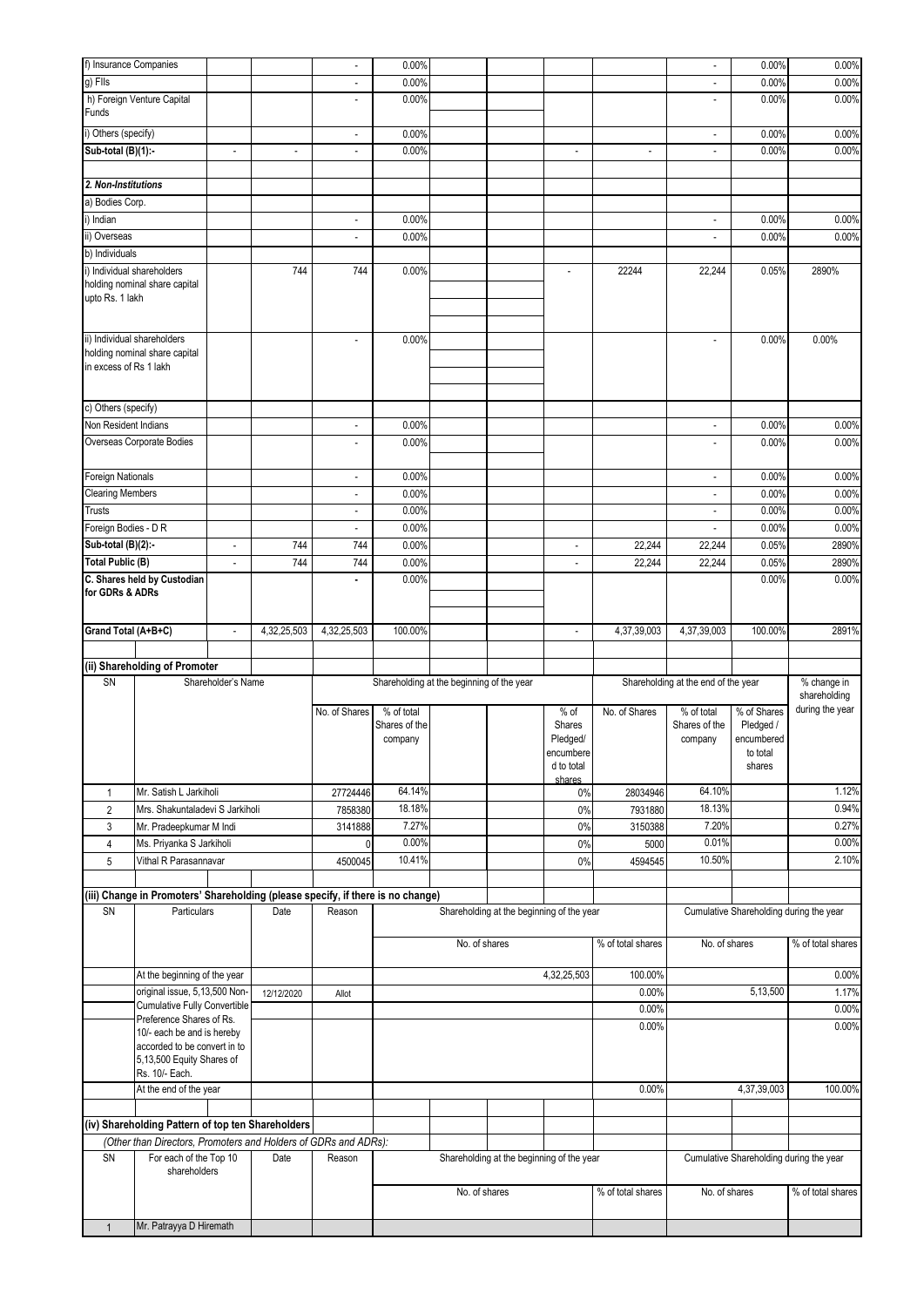| Category of Shareholders | Demat (beginning) | Physical (beginning) | Total (beginning) | % of Total Shares (beginning) | | | Demat (end) | Physical (end) | Total (end) | % of Total Shares (end) | % Change during the year |
|---|---|---|---|---|---|---|---|---|---|---|---|
| f) Insurance Companies | | | - | 0.00% | | | | | - | 0.00% | 0.00% |
| g) FIIs | | | - | 0.00% | | | | | - | 0.00% | 0.00% |
| h) Foreign Venture Capital Funds | | | - | 0.00% | | | | | - | 0.00% | 0.00% |
| i) Others (specify) | | | - | 0.00% | | | | | - | 0.00% | 0.00% |
| Sub-total (B)(1):- | - | - | - | 0.00% | | | - | - | - | 0.00% | 0.00% |
| | | | | | | | | | | | |
| *2. Non-Institutions* | | | | | | | | | | | |
| a) Bodies Corp. | | | | | | | | | | | |
| i) Indian | | | - | 0.00% | | | | | - | 0.00% | 0.00% |
| ii) Overseas | | | - | 0.00% | | | | | - | 0.00% | 0.00% |
| b) Individuals | | | | | | | | | | | |
| i) Individual shareholders holding nominal share capital upto Rs. 1 lakh | | 744 | 744 | 0.00% | | | - | 22244 | 22,244 | 0.05% | 2890% |
| ii) Individual shareholders holding nominal share capital in excess of Rs 1 lakh | | | - | 0.00% | | | | | - | 0.00% | 0.00% |
| c) Others (specify) | | | | | | | | | | | |
| Non Resident Indians | | | - | 0.00% | | | | | - | 0.00% | 0.00% |
| Overseas Corporate Bodies | | | - | 0.00% | | | | | - | 0.00% | 0.00% |
| Foreign Nationals | | | - | 0.00% | | | | | - | 0.00% | 0.00% |
| Clearing Members | | | - | 0.00% | | | | | - | 0.00% | 0.00% |
| Trusts | | | - | 0.00% | | | | | - | 0.00% | 0.00% |
| Foreign Bodies - D R | | | - | 0.00% | | | | | - | 0.00% | 0.00% |
| Sub-total (B)(2):- | - | 744 | 744 | 0.00% | | | - | 22,244 | 22,244 | 0.05% | 2890% |
| **Total Public (B)** | - | 744 | 744 | 0.00% | | | - | 22,244 | 22,244 | 0.05% | 2890% |
| **C. Shares held by Custodian for GDRs & ADRs** | | | - | 0.00% | | | | | | 0.00% | 0.00% |
| | | | | | | | | | | | |
| **Grand Total (A+B+C)** | - | 4,32,25,503 | 4,32,25,503 | 100.00% | | | - | 4,37,39,003 | 4,37,39,003 | 100.00% | 2891% |

## (ii) Shareholding of Promoter

| SN | Shareholder's Name | Shareholding at the beginning of the year | | | Shareholding at the end of the year | | | % change in shareholding during the year |
|---|---|---|---|---|---|---|---|---|
| | | No. of Shares | % of total Shares of the company | % of Shares Pledged/ encumbered to total shares | No. of Shares | % of total Shares of the company | % of Shares Pledged / encumbered to total shares | |
| 1 | Mr. Satish L Jarkiholi | 27724446 | 64.14% | 0% | 28034946 | 64.10% | | 1.12% |
| 2 | Mrs. Shakuntaladevi S Jarkiholi | 7858380 | 18.18% | 0% | 7931880 | 18.13% | | 0.94% |
| 3 | Mr. Pradeepkumar M Indi | 3141888 | 7.27% | 0% | 3150388 | 7.20% | | 0.27% |
| 4 | Ms. Priyanka S Jarkiholi | 0 | 0.00% | 0% | 5000 | 0.01% | | 0.00% |
| 5 | Vithal R Parasannavar | 4500045 | 10.41% | 0% | 4594545 | 10.50% | | 2.10% |

## (iii) Change in Promoters' Shareholding (please specify, if there is no change)

| SN | Particulars | Date | Reason | Shareholding at the beginning of the year | | Cumulative Shareholding during the year | |
|---|---|---|---|---|---|---|---|
| | | | | No. of shares | % of total shares | No. of shares | % of total shares |
| | At the beginning of the year | | | 4,32,25,503 | 100.00% | | 0.00% |
| | original issue, 5,13,500 Non-Cumulative Fully Convertible Preference Shares of Rs. 10/- each be and is hereby accorded to be convert in to 5,13,500 Equity Shares of Rs. 10/- Each. | 12/12/2020 | Allot | | 0.00% | 5,13,500 | 1.17% |
| | | | | | 0.00% | | 0.00% |
| | | | | | 0.00% | | 0.00% |
| | At the end of the year | | | | 0.00% | 4,37,39,003 | 100.00% |

## (iv) Shareholding Pattern of top ten Shareholders

*(Other than Directors, Promoters and Holders of GDRs and ADRs):*

| SN | For each of the Top 10 shareholders | Date | Reason | Shareholding at the beginning of the year | | Cumulative Shareholding during the year | |
|---|---|---|---|---|---|---|---|
| | | | | No. of shares | % of total shares | No. of shares | % of total shares |
| 1 | Mr. Patrayya D Hiremath | | | | | | |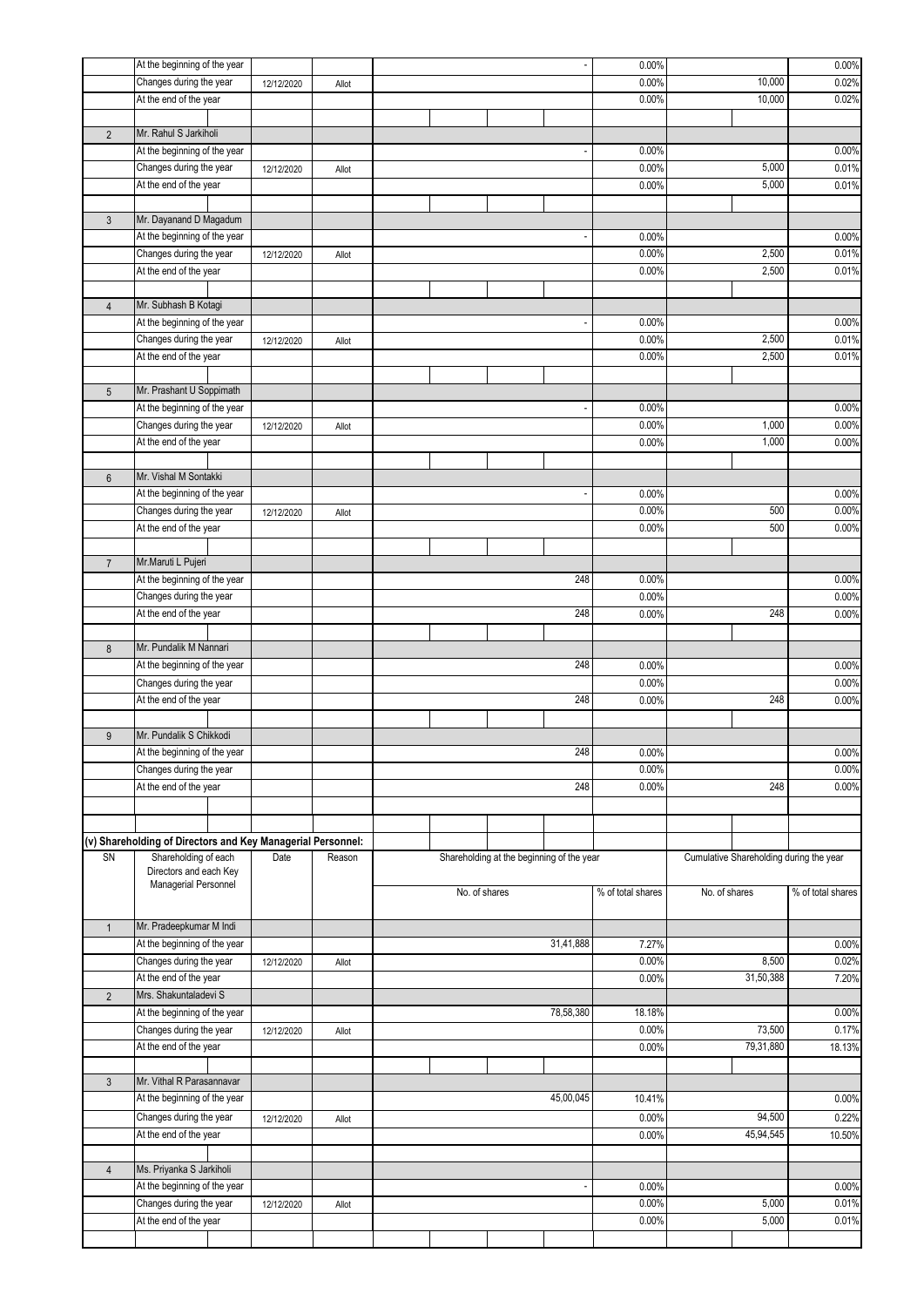| SN | Shareholding of each Directors and each Key Managerial Personnel | Date | Reason | Shareholding at the beginning of the year | | Cumulative Shareholding during the year | |
|---|---|---|---|---|---|---|---|
| | | | | No. of shares | % of total shares | No. of shares | % of total shares |
| | At the beginning of the year | | | - | 0.00% | | 0.00% |
| | Changes during the year | 12/12/2020 | Allot | | 0.00% | 10,000 | 0.02% |
| | At the end of the year | | | | 0.00% | 10,000 | 0.02% |
| 2 | Mr. Rahul S Jarkiholi | | | | | | |
| | At the beginning of the year | | | - | 0.00% | | 0.00% |
| | Changes during the year | 12/12/2020 | Allot | | 0.00% | 5,000 | 0.01% |
| | At the end of the year | | | | 0.00% | 5,000 | 0.01% |
| 3 | Mr. Dayanand D Magadum | | | | | | |
| | At the beginning of the year | | | - | 0.00% | | 0.00% |
| | Changes during the year | 12/12/2020 | Allot | | 0.00% | 2,500 | 0.01% |
| | At the end of the year | | | | 0.00% | 2,500 | 0.01% |
| 4 | Mr. Subhash B Kotagi | | | | | | |
| | At the beginning of the year | | | - | 0.00% | | 0.00% |
| | Changes during the year | 12/12/2020 | Allot | | 0.00% | 2,500 | 0.01% |
| | At the end of the year | | | | 0.00% | 2,500 | 0.01% |
| 5 | Mr. Prashant U Soppimath | | | | | | |
| | At the beginning of the year | | | - | 0.00% | | 0.00% |
| | Changes during the year | 12/12/2020 | Allot | | 0.00% | 1,000 | 0.00% |
| | At the end of the year | | | | 0.00% | 1,000 | 0.00% |
| 6 | Mr. Vishal M Sontakki | | | | | | |
| | At the beginning of the year | | | - | 0.00% | | 0.00% |
| | Changes during the year | 12/12/2020 | Allot | | 0.00% | 500 | 0.00% |
| | At the end of the year | | | | 0.00% | 500 | 0.00% |
| 7 | Mr.Maruti L Pujeri | | | | | | |
| | At the beginning of the year | | | 248 | 0.00% | | 0.00% |
| | Changes during the year | | | | 0.00% | | 0.00% |
| | At the end of the year | | | 248 | 0.00% | 248 | 0.00% |
| 8 | Mr. Pundalik M Nannari | | | | | | |
| | At the beginning of the year | | | 248 | 0.00% | | 0.00% |
| | Changes during the year | | | | 0.00% | | 0.00% |
| | At the end of the year | | | 248 | 0.00% | 248 | 0.00% |
| 9 | Mr. Pundalik S Chikkodi | | | | | | |
| | At the beginning of the year | | | 248 | 0.00% | | 0.00% |
| | Changes during the year | | | | 0.00% | | 0.00% |
| | At the end of the year | | | 248 | 0.00% | 248 | 0.00% |

**(v) Shareholding of Directors and Key Managerial Personnel:**

| SN | Shareholding of each Directors and each Key Managerial Personnel | Date | Reason | Shareholding at the beginning of the year | | Cumulative Shareholding during the year | |
|---|---|---|---|---|---|---|---|
| | | | | No. of shares | % of total shares | No. of shares | % of total shares |
| 1 | Mr. Pradeepkumar M Indi | | | | | | |
| | At the beginning of the year | | | 31,41,888 | 7.27% | | 0.00% |
| | Changes during the year | 12/12/2020 | Allot | | 0.00% | 8,500 | 0.02% |
| | At the end of the year | | | | 0.00% | 31,50,388 | 7.20% |
| 2 | Mrs. Shakuntaladevi S | | | | | | |
| | At the beginning of the year | | | 78,58,380 | 18.18% | | 0.00% |
| | Changes during the year | 12/12/2020 | Allot | | 0.00% | 73,500 | 0.17% |
| | At the end of the year | | | | 0.00% | 79,31,880 | 18.13% |
| 3 | Mr. Vithal R Parasannavar | | | | | | |
| | At the beginning of the year | | | 45,00,045 | 10.41% | | 0.00% |
| | Changes during the year | 12/12/2020 | Allot | | 0.00% | 94,500 | 0.22% |
| | At the end of the year | | | | 0.00% | 45,94,545 | 10.50% |
| 4 | Ms. Priyanka S Jarkiholi | | | | | | |
| | At the beginning of the year | | | - | 0.00% | | 0.00% |
| | Changes during the year | 12/12/2020 | Allot | | 0.00% | 5,000 | 0.01% |
| | At the end of the year | | | | 0.00% | 5,000 | 0.01% |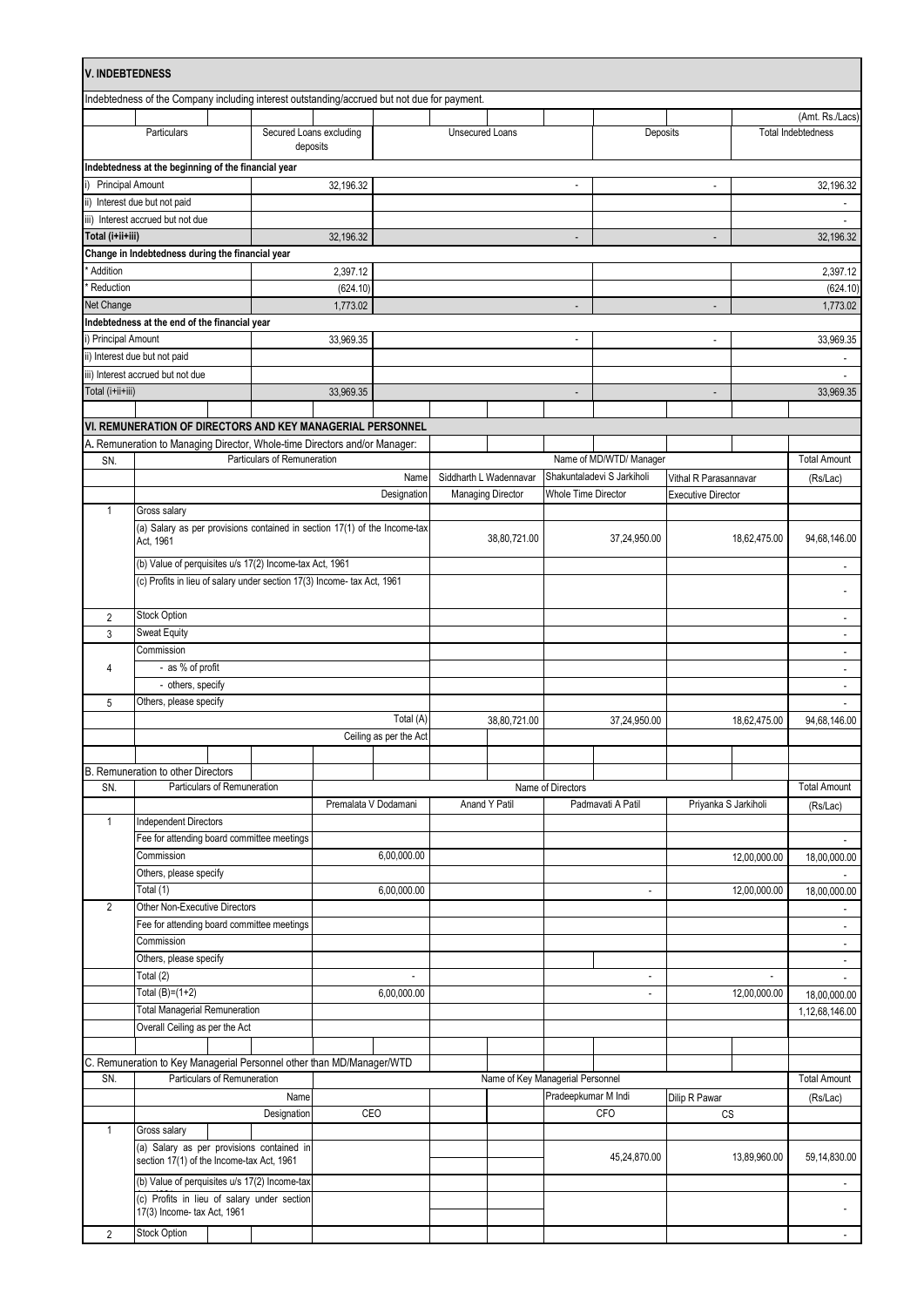## V. INDEBTEDNESS

Indebtedness of the Company including interest outstanding/accrued but not due for payment.

(Amt. Rs./Lacs)

| Particulars | Secured Loans excluding deposits | Unsecured Loans | Deposits | Total Indebtedness |
|---|---|---|---|---|
| **Indebtedness at the beginning of the financial year** | | | | |
| i) Principal Amount | 32,196.32 | - | - | 32,196.32 |
| ii) Interest due but not paid | | | | - |
| iii) Interest accrued but not due | | | | - |
| **Total (i+ii+iii)** | 32,196.32 | - | - | 32,196.32 |
| **Change in Indebtedness during the financial year** | | | | |
| * Addition | 2,397.12 | | | 2,397.12 |
| * Reduction | (624.10) | | | (624.10) |
| Net Change | 1,773.02 | - | - | 1,773.02 |
| **Indebtedness at the end of the financial year** | | | | |
| i) Principal Amount | 33,969.35 | - | - | 33,969.35 |
| ii) Interest due but not paid | | | | - |
| iii) Interest accrued but not due | | | | - |
| Total (i+ii+iii) | 33,969.35 | - | - | 33,969.35 |

## VI. REMUNERATION OF DIRECTORS AND KEY MANAGERIAL PERSONNEL

A. Remuneration to Managing Director, Whole-time Directors and/or Manager:

| SN. | Particulars of Remuneration | Name of MD/WTD/ Manager | | | Total Amount |
|---|---|---|---|---|---|
| | Name | Siddharth L Wadennavar | Shakuntaladevi S Jarkiholi | Vithal R Parasannavar | (Rs/Lac) |
| | Designation | Managing Director | Whole Time Director | Executive Director | |
| 1 | Gross salary | | | | |
| | (a) Salary as per provisions contained in section 17(1) of the Income-tax Act, 1961 | 38,80,721.00 | 37,24,950.00 | 18,62,475.00 | 94,68,146.00 |
| | (b) Value of perquisites u/s 17(2) Income-tax Act, 1961 | | | | - |
| | (c) Profits in lieu of salary under section 17(3) Income- tax Act, 1961 | | | | - |
| 2 | Stock Option | | | | - |
| 3 | Sweat Equity | | | | - |
| 4 | Commission | | | | - |
| | - as % of profit | | | | - |
| | - others, specify | | | | - |
| 5 | Others, please specify | | | | - |
| | Total (A) | 38,80,721.00 | 37,24,950.00 | 18,62,475.00 | 94,68,146.00 |
| | Ceiling as per the Act | | | | |

B. Remuneration to other Directors

| SN. | Particulars of Remuneration | Name of Directors | | | | Total Amount |
|---|---|---|---|---|---|---|
| | | Premalata V Dodamani | Anand Y Patil | Padmavati A Patil | Priyanka S Jarkiholi | (Rs/Lac) |
| 1 | Independent Directors | | | | | |
| | Fee for attending board committee meetings | | | | | - |
| | Commission | 6,00,000.00 | | | 12,00,000.00 | 18,00,000.00 |
| | Others, please specify | | | | | - |
| | Total (1) | 6,00,000.00 | | - | 12,00,000.00 | 18,00,000.00 |
| 2 | Other Non-Executive Directors | | | | | - |
| | Fee for attending board committee meetings | | | | | - |
| | Commission | | | | | - |
| | Others, please specify | | | | | - |
| | Total (2) | - | | - | - | - |
| | Total (B)=(1+2) | 6,00,000.00 | | - | 12,00,000.00 | 18,00,000.00 |
| | Total Managerial Remuneration | | | | | 1,12,68,146.00 |
| | Overall Ceiling as per the Act | | | | | |

C. Remuneration to Key Managerial Personnel other than MD/Manager/WTD

| SN. | Particulars of Remuneration | Name of Key Managerial Personnel | | | Total Amount |
|---|---|---|---|---|---|
| | Name | | Pradeepkumar M Indi | Dilip R Pawar | (Rs/Lac) |
| | Designation | CEO | CFO | CS | |
| 1 | Gross salary | | | | |
| | (a) Salary as per provisions contained in section 17(1) of the Income-tax Act, 1961 | | 45,24,870.00 | 13,89,960.00 | 59,14,830.00 |
| | (b) Value of perquisites u/s 17(2) Income-tax | | | | - |
| | (c) Profits in lieu of salary under section 17(3) Income- tax Act, 1961 | | | | - |
| 2 | Stock Option | | | | - |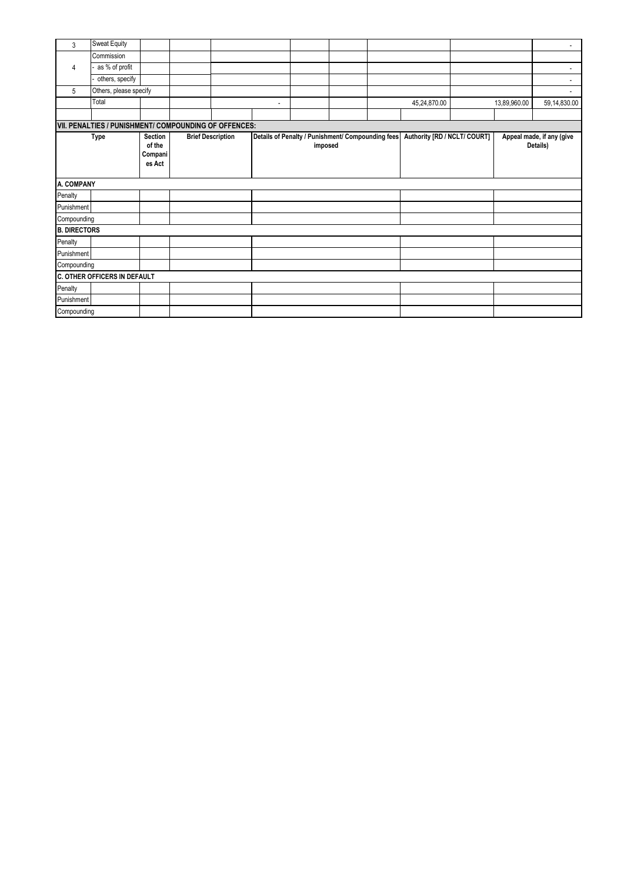| | | | | | | | | | | | | |
|---|---|---|---|---|---|---|---|---|---|---|---|---|
| 3 | Sweat Equity | | | | | | | | | | | - |
| 4 | Commission | | | | | | | | | | | |
| | - as % of profit | | | | | | | | | | | - |
| | - others, specify | | | | | | | | | | | - |
| 5 | Others, please specify | | | | | | | | | | | - |
| | Total | | | | - | | | | 45,24,870.00 | | 13,89,960.00 | 59,14,830.00 |

**VII. PENALTIES / PUNISHMENT/ COMPOUNDING OF OFFENCES:**

| Type | Section of the Companies Act | Brief Description | Details of Penalty / Punishment/ Compounding fees imposed | Authority [RD / NCLT/ COURT] | Appeal made, if any (give Details) |
|---|---|---|---|---|---|
| **A. COMPANY** | | | | | |
| Penalty | | | | | |
| Punishment | | | | | |
| Compounding | | | | | |
| **B. DIRECTORS** | | | | | |
| Penalty | | | | | |
| Punishment | | | | | |
| Compounding | | | | | |
| **C. OTHER OFFICERS IN DEFAULT** | | | | | |
| Penalty | | | | | |
| Punishment | | | | | |
| Compounding | | | | | |